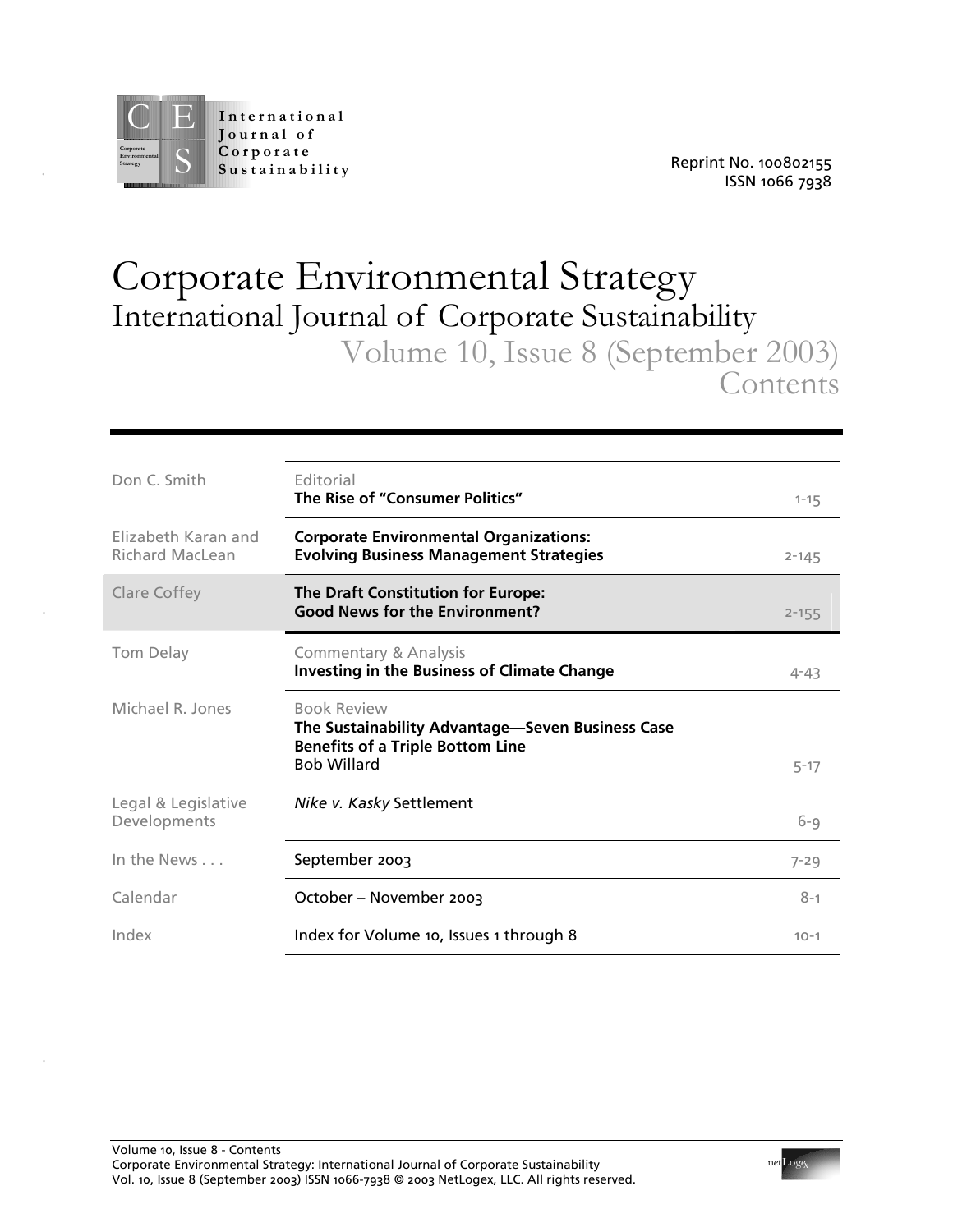International Journal of Corporate Sustainability

Reprint No. 100802155
ISSN 1066 7938

# Corporate Environmental Strategy

## International Journal of Corporate Sustainability

### Volume 10, Issue 8 (September 2003)

### Contents

| Author / Section | Title | Page |
| --- | --- | --- |
| Don C. Smith | Editorial<br>**The Rise of "Consumer Politics"** | 1-15 |
| Elizabeth Karan and Richard MacLean | **Corporate Environmental Organizations: Evolving Business Management Strategies** | 2-145 |
| Clare Coffey | **The Draft Constitution for Europe: Good News for the Environment?** | 2-155 |
| Tom Delay | Commentary & Analysis<br>**Investing in the Business of Climate Change** | 4-43 |
| Michael R. Jones | Book Review<br>**The Sustainability Advantage—Seven Business Case Benefits of a Triple Bottom Line**<br>Bob Willard | 5-17 |
| Legal & Legislative Developments | *Nike v. Kasky* Settlement | 6-9 |
| In the News . . . | September 2003 | 7-29 |
| Calendar | October – November 2003 | 8-1 |
| Index | Index for Volume 10, Issues 1 through 8 | 10-1 |

Corporate Environmental Strategy: International Journal of Corporate Sustainability
Vol. 10, Issue 8 (September 2003) ISSN 1066-7938 © 2003 NetLogex, LLC. All rights reserved.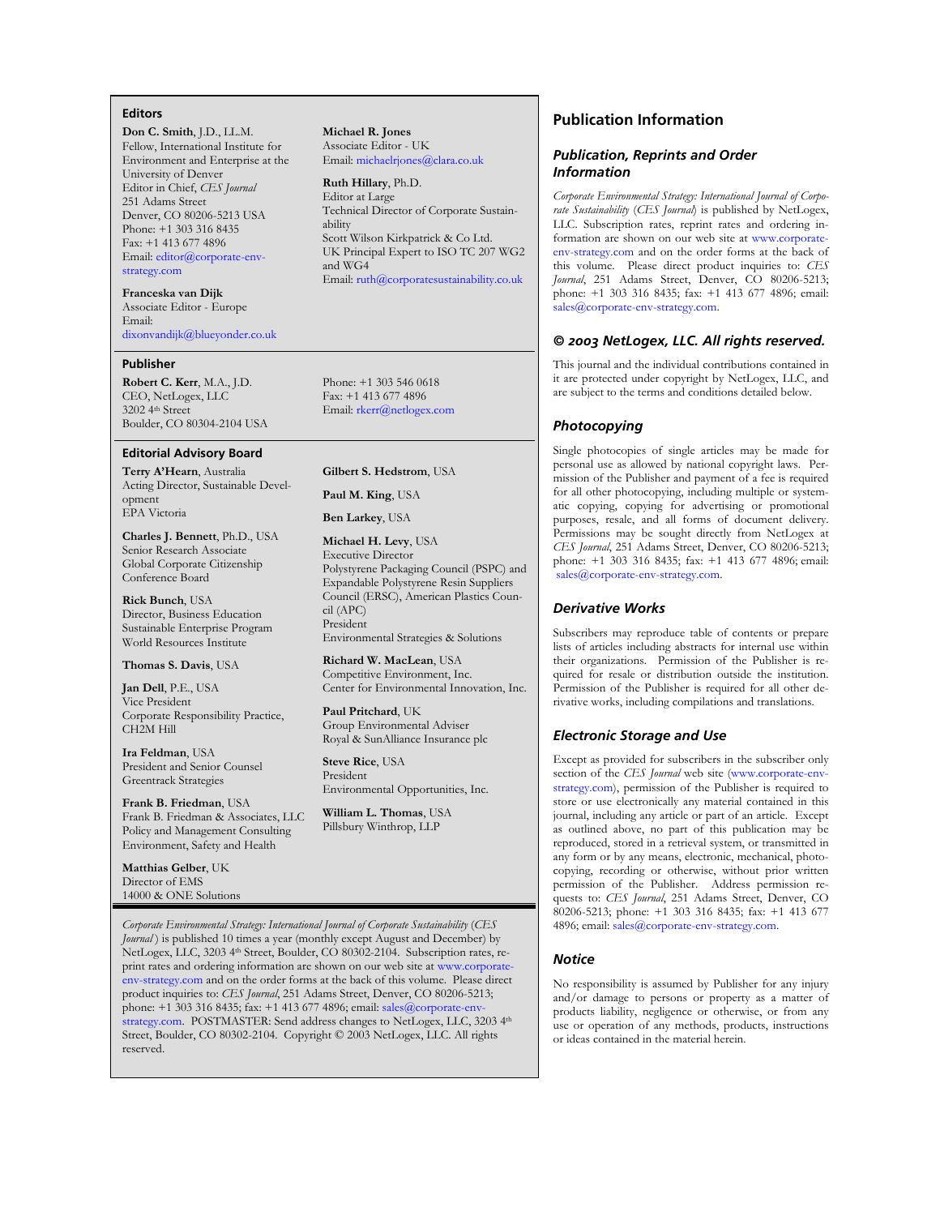## Editors

**Don C. Smith**, J.D., LL.M.
Fellow, International Institute for Environment and Enterprise at the University of Denver
Editor in Chief, *CES Journal*
251 Adams Street
Denver, CO 80206-5213 USA
Phone: +1 303 316 8435
Fax: +1 413 677 4896
Email: editor@corporate-env-strategy.com

**Franceska van Dijk**
Associate Editor - Europe
Email:
dixonvandijk@blueyonder.co.uk

**Michael R. Jones**
Associate Editor - UK
Email: michaelrjones@clara.co.uk

**Ruth Hillary**, Ph.D.
Editor at Large
Technical Director of Corporate Sustainability
Scott Wilson Kirkpatrick & Co Ltd.
UK Principal Expert to ISO TC 207 WG2 and WG4
Email: ruth@corporatesustainability.co.uk

## Publisher

**Robert C. Kerr**, M.A., J.D.
CEO, NetLogex, LLC
3202 4th Street
Boulder, CO 80304-2104 USA

Phone: +1 303 546 0618
Fax: +1 413 677 4896
Email: rkerr@netlogex.com

## Editorial Advisory Board

**Terry A'Hearn**, Australia
Acting Director, Sustainable Development
EPA Victoria

**Charles J. Bennett**, Ph.D., USA
Senior Research Associate
Global Corporate Citizenship
Conference Board

**Rick Bunch**, USA
Director, Business Education
Sustainable Enterprise Program
World Resources Institute

**Thomas S. Davis**, USA

**Jan Dell**, P.E., USA
Vice President
Corporate Responsibility Practice, CH2M Hill

**Ira Feldman**, USA
President and Senior Counsel
Greentrack Strategies

**Frank B. Friedman**, USA
Frank B. Friedman & Associates, LLC
Policy and Management Consulting
Environment, Safety and Health

**Matthias Gelber**, UK
Director of EMS
14000 & ONE Solutions

**Gilbert S. Hedstrom**, USA

**Paul M. King**, USA

**Ben Larkey**, USA

**Michael H. Levy**, USA
Executive Director
Polystyrene Packaging Council (PSPC) and Expandable Polystyrene Resin Suppliers Council (ERSC), American Plastics Council (APC)
President
Environmental Strategies & Solutions

**Richard W. MacLean**, USA
Competitive Environment, Inc.
Center for Environmental Innovation, Inc.

**Paul Pritchard**, UK
Group Environmental Adviser
Royal & SunAlliance Insurance plc

**Steve Rice**, USA
President
Environmental Opportunities, Inc.

**William L. Thomas**, USA
Pillsbury Winthrop, LLP

*Corporate Environmental Strategy: International Journal of Corporate Sustainability* (*CES Journal*) is published 10 times a year (monthly except August and December) by NetLogex, LLC, 3203 4th Street, Boulder, CO 80302-2104. Subscription rates, reprint rates and ordering information are shown on our web site at www.corporate-env-strategy.com and on the order forms at the back of this volume. Please direct product inquiries to: *CES Journal*, 251 Adams Street, Denver, CO 80206-5213; phone: +1 303 316 8435; fax: +1 413 677 4896; email: sales@corporate-env-strategy.com. POSTMASTER: Send address changes to NetLogex, LLC, 3203 4th Street, Boulder, CO 80302-2104. Copyright © 2003 NetLogex, LLC. All rights reserved.

# Publication Information

### *Publication, Reprints and Order Information*

*Corporate Environmental Strategy: International Journal of Corporate Sustainability* (*CES Journal*) is published by NetLogex, LLC. Subscription rates, reprint rates and ordering information are shown on our web site at www.corporate-env-strategy.com and on the order forms at the back of this volume. Please direct product inquiries to: *CES Journal*, 251 Adams Street, Denver, CO 80206-5213; phone: +1 303 316 8435; fax: +1 413 677 4896; email: sales@corporate-env-strategy.com.

### *© 2003 NetLogex, LLC. All rights reserved.*

This journal and the individual contributions contained in it are protected under copyright by NetLogex, LLC, and are subject to the terms and conditions detailed below.

### *Photocopying*

Single photocopies of single articles may be made for personal use as allowed by national copyright laws. Permission of the Publisher and payment of a fee is required for all other photocopying, including multiple or systematic copying, copying for advertising or promotional purposes, resale, and all forms of document delivery. Permissions may be sought directly from NetLogex at *CES Journal*, 251 Adams Street, Denver, CO 80206-5213; phone: +1 303 316 8435; fax: +1 413 677 4896; email: sales@corporate-env-strategy.com.

### *Derivative Works*

Subscribers may reproduce table of contents or prepare lists of articles including abstracts for internal use within their organizations. Permission of the Publisher is required for resale or distribution outside the institution. Permission of the Publisher is required for all other derivative works, including compilations and translations.

### *Electronic Storage and Use*

Except as provided for subscribers in the subscriber only section of the *CES Journal* web site (www.corporate-env-strategy.com), permission of the Publisher is required to store or use electronically any material contained in this journal, including any article or part of an article. Except as outlined above, no part of this publication may be reproduced, stored in a retrieval system, or transmitted in any form or by any means, electronic, mechanical, photocopying, recording or otherwise, without prior written permission of the Publisher. Address permission requests to: *CES Journal*, 251 Adams Street, Denver, CO 80206-5213; phone: +1 303 316 8435; fax: +1 413 677 4896; email: sales@corporate-env-strategy.com.

### *Notice*

No responsibility is assumed by Publisher for any injury and/or damage to persons or property as a matter of products liability, negligence or otherwise, or from any use or operation of any methods, products, instructions or ideas contained in the material herein.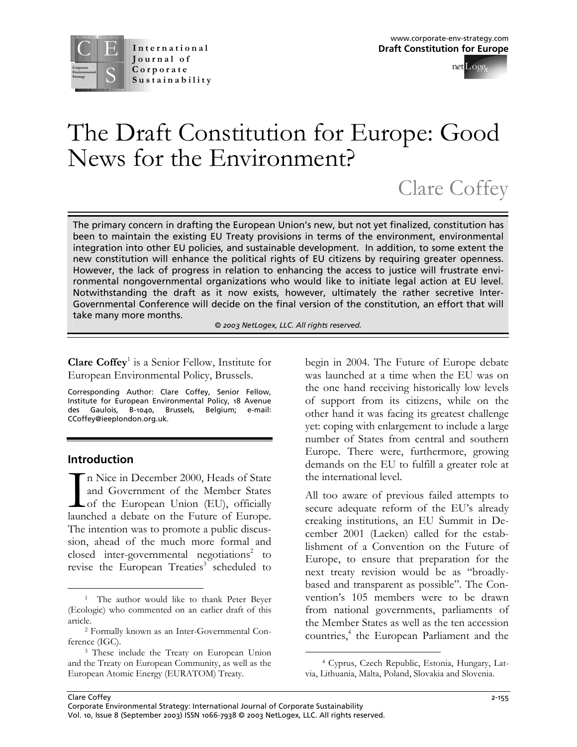# The Draft Constitution for Europe: Good News for the Environment?

Clare Coffey

The primary concern in drafting the European Union's new, but not yet finalized, constitution has been to maintain the existing EU Treaty provisions in terms of the environment, environmental integration into other EU policies, and sustainable development. In addition, to some extent the new constitution will enhance the political rights of EU citizens by requiring greater openness. However, the lack of progress in relation to enhancing the access to justice will frustrate environmental nongovernmental organizations who would like to initiate legal action at EU level. Notwithstanding the draft as it now exists, however, ultimately the rather secretive Inter-Governmental Conference will decide on the final version of the constitution, an effort that will take many more months.

*© 2003 NetLogex, LLC. All rights reserved.*

**Clare Coffey**[1] is a Senior Fellow, Institute for European Environmental Policy, Brussels.

Corresponding Author: Clare Coffey, Senior Fellow, Institute for European Environmental Policy, 18 Avenue des Gaulois, B-1040, Brussels, Belgium; e-mail: CCoffey@ieeplondon.org.uk.

## Introduction

In Nice in December 2000, Heads of State and Government of the Member States of the European Union (EU), officially launched a debate on the Future of Europe. The intention was to promote a public discussion, ahead of the much more formal and closed inter-governmental negotiations[2] to revise the European Treaties[3] scheduled to begin in 2004. The Future of Europe debate was launched at a time when the EU was on the one hand receiving historically low levels of support from its citizens, while on the other hand it was facing its greatest challenge yet: coping with enlargement to include a large number of States from central and southern Europe. There were, furthermore, growing demands on the EU to fulfill a greater role at the international level.

All too aware of previous failed attempts to secure adequate reform of the EU's already creaking institutions, an EU Summit in December 2001 (Laeken) called for the establishment of a Convention on the Future of Europe, to ensure that preparation for the next treaty revision would be as "broadly-based and transparent as possible". The Convention's 105 members were to be drawn from national governments, parliaments of the Member States as well as the ten accession countries,[4] the European Parliament and the

---

[1] The author would like to thank Peter Beyer (Ecologic) who commented on an earlier draft of this article.

[2] Formally known as an Inter-Governmental Conference (IGC).

[3] These include the Treaty on European Union and the Treaty on European Community, as well as the European Atomic Energy (EURATOM) Treaty.

[4] Cyprus, Czech Republic, Estonia, Hungary, Latvia, Lithuania, Malta, Poland, Slovakia and Slovenia.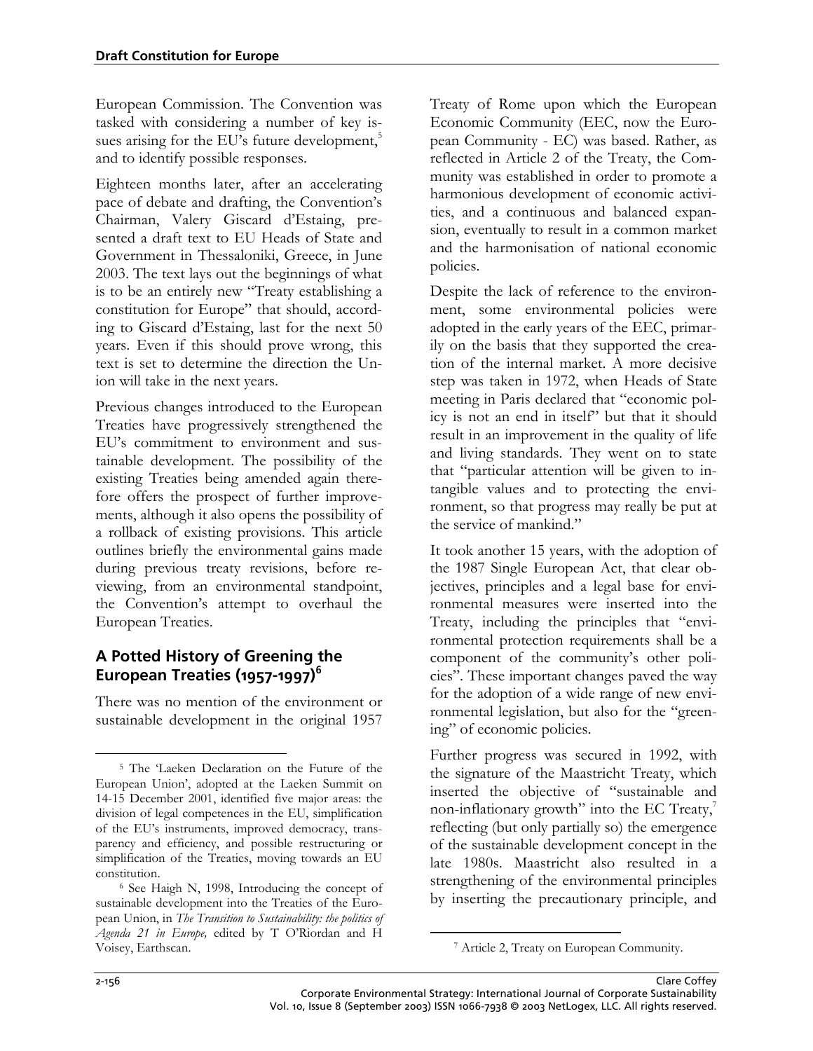European Commission. The Convention was tasked with considering a number of key issues arising for the EU's future development,[5] and to identify possible responses.

Eighteen months later, after an accelerating pace of debate and drafting, the Convention's Chairman, Valery Giscard d'Estaing, presented a draft text to EU Heads of State and Government in Thessaloniki, Greece, in June 2003. The text lays out the beginnings of what is to be an entirely new "Treaty establishing a constitution for Europe" that should, according to Giscard d'Estaing, last for the next 50 years. Even if this should prove wrong, this text is set to determine the direction the Union will take in the next years.

Previous changes introduced to the European Treaties have progressively strengthened the EU's commitment to environment and sustainable development. The possibility of the existing Treaties being amended again therefore offers the prospect of further improvements, although it also opens the possibility of a rollback of existing provisions. This article outlines briefly the environmental gains made during previous treaty revisions, before reviewing, from an environmental standpoint, the Convention's attempt to overhaul the European Treaties.

## A Potted History of Greening the European Treaties (1957-1997)[6]

There was no mention of the environment or sustainable development in the original 1957 Treaty of Rome upon which the European Economic Community (EEC, now the European Community - EC) was based. Rather, as reflected in Article 2 of the Treaty, the Community was established in order to promote a harmonious development of economic activities, and a continuous and balanced expansion, eventually to result in a common market and the harmonisation of national economic policies.

Despite the lack of reference to the environment, some environmental policies were adopted in the early years of the EEC, primarily on the basis that they supported the creation of the internal market. A more decisive step was taken in 1972, when Heads of State meeting in Paris declared that "economic policy is not an end in itself" but that it should result in an improvement in the quality of life and living standards. They went on to state that "particular attention will be given to intangible values and to protecting the environment, so that progress may really be put at the service of mankind."

It took another 15 years, with the adoption of the 1987 Single European Act, that clear objectives, principles and a legal base for environmental measures were inserted into the Treaty, including the principles that "environmental protection requirements shall be a component of the community's other policies". These important changes paved the way for the adoption of a wide range of new environmental legislation, but also for the "greening" of economic policies.

Further progress was secured in 1992, with the signature of the Maastricht Treaty, which inserted the objective of "sustainable and non-inflationary growth" into the EC Treaty,[7] reflecting (but only partially so) the emergence of the sustainable development concept in the late 1980s. Maastricht also resulted in a strengthening of the environmental principles by inserting the precautionary principle, and

---

[5] The 'Laeken Declaration on the Future of the European Union', adopted at the Laeken Summit on 14-15 December 2001, identified five major areas: the division of legal competences in the EU, simplification of the EU's instruments, improved democracy, transparency and efficiency, and possible restructuring or simplification of the Treaties, moving towards an EU constitution.

[6] See Haigh N, 1998, Introducing the concept of sustainable development into the Treaties of the European Union, in *The Transition to Sustainability: the politics of Agenda 21 in Europe,* edited by T O'Riordan and H Voisey, Earthscan.

[7] Article 2, Treaty on European Community.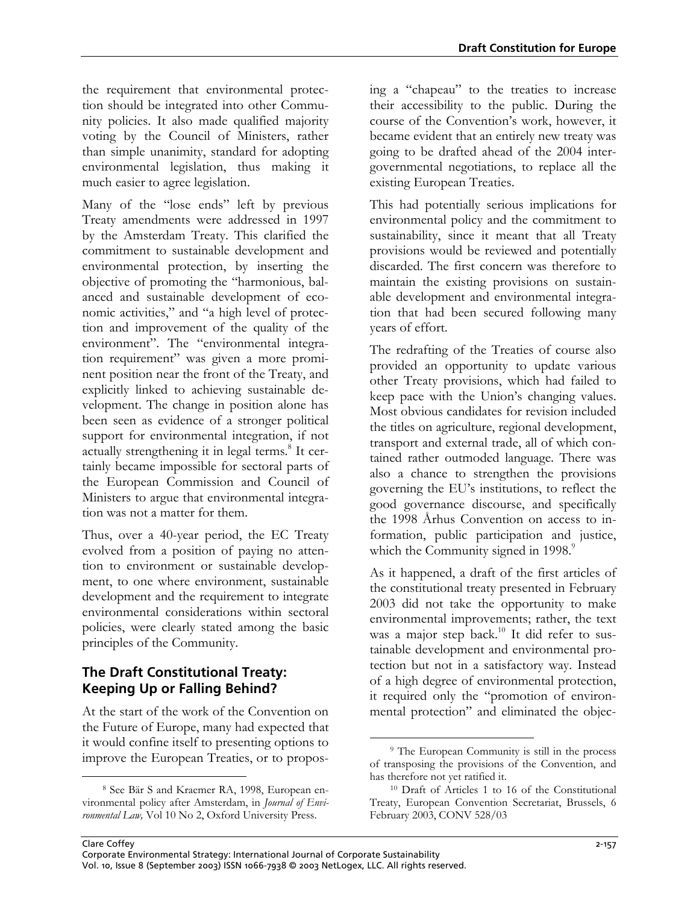the requirement that environmental protection should be integrated into other Community policies. It also made qualified majority voting by the Council of Ministers, rather than simple unanimity, standard for adopting environmental legislation, thus making it much easier to agree legislation.

Many of the "lose ends" left by previous Treaty amendments were addressed in 1997 by the Amsterdam Treaty. This clarified the commitment to sustainable development and environmental protection, by inserting the objective of promoting the "harmonious, balanced and sustainable development of economic activities," and "a high level of protection and improvement of the quality of the environment". The "environmental integration requirement" was given a more prominent position near the front of the Treaty, and explicitly linked to achieving sustainable development. The change in position alone has been seen as evidence of a stronger political support for environmental integration, if not actually strengthening it in legal terms.[8] It certainly became impossible for sectoral parts of the European Commission and Council of Ministers to argue that environmental integration was not a matter for them.

Thus, over a 40-year period, the EC Treaty evolved from a position of paying no attention to environment or sustainable development, to one where environment, sustainable development and the requirement to integrate environmental considerations within sectoral policies, were clearly stated among the basic principles of the Community.

## The Draft Constitutional Treaty: Keeping Up or Falling Behind?

At the start of the work of the Convention on the Future of Europe, many had expected that it would confine itself to presenting options to improve the European Treaties, or to proposing a "chapeau" to the treaties to increase their accessibility to the public. During the course of the Convention's work, however, it became evident that an entirely new treaty was going to be drafted ahead of the 2004 intergovernmental negotiations, to replace all the existing European Treaties.

This had potentially serious implications for environmental policy and the commitment to sustainability, since it meant that all Treaty provisions would be reviewed and potentially discarded. The first concern was therefore to maintain the existing provisions on sustainable development and environmental integration that had been secured following many years of effort.

The redrafting of the Treaties of course also provided an opportunity to update various other Treaty provisions, which had failed to keep pace with the Union's changing values. Most obvious candidates for revision included the titles on agriculture, regional development, transport and external trade, all of which contained rather outmoded language. There was also a chance to strengthen the provisions governing the EU's institutions, to reflect the good governance discourse, and specifically the 1998 Århus Convention on access to information, public participation and justice, which the Community signed in 1998.[9]

As it happened, a draft of the first articles of the constitutional treaty presented in February 2003 did not take the opportunity to make environmental improvements; rather, the text was a major step back.[10] It did refer to sustainable development and environmental protection but not in a satisfactory way. Instead of a high degree of environmental protection, it required only the "promotion of environmental protection" and eliminated the objec-

---

[8] See Bär S and Kraemer RA, 1998, European environmental policy after Amsterdam, in *Journal of Environmental Law,* Vol 10 No 2, Oxford University Press.

[9] The European Community is still in the process of transposing the provisions of the Convention, and has therefore not yet ratified it.

[10] Draft of Articles 1 to 16 of the Constitutional Treaty, European Convention Secretariat, Brussels, 6 February 2003, CONV 528/03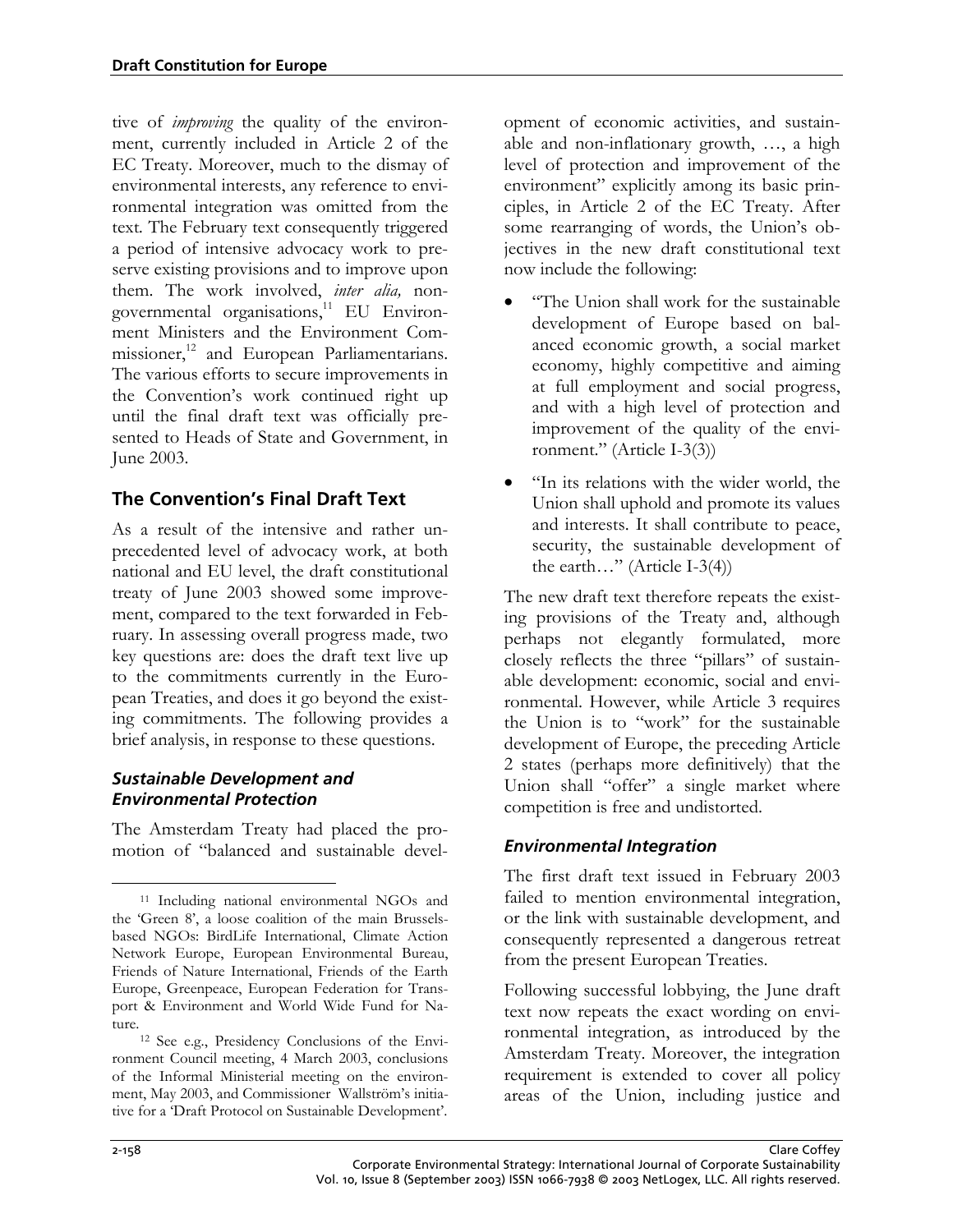tive of *improving* the quality of the environment, currently included in Article 2 of the EC Treaty. Moreover, much to the dismay of environmental interests, any reference to environmental integration was omitted from the text. The February text consequently triggered a period of intensive advocacy work to preserve existing provisions and to improve upon them. The work involved, *inter alia,* non-governmental organisations,[11] EU Environment Ministers and the Environment Commissioner,[12] and European Parliamentarians. The various efforts to secure improvements in the Convention's work continued right up until the final draft text was officially presented to Heads of State and Government, in June 2003.

## The Convention's Final Draft Text

As a result of the intensive and rather unprecedented level of advocacy work, at both national and EU level, the draft constitutional treaty of June 2003 showed some improvement, compared to the text forwarded in February. In assessing overall progress made, two key questions are: does the draft text live up to the commitments currently in the European Treaties, and does it go beyond the existing commitments. The following provides a brief analysis, in response to these questions.

### *Sustainable Development and Environmental Protection*

The Amsterdam Treaty had placed the promotion of "balanced and sustainable development of economic activities, and sustainable and non-inflationary growth, …, a high level of protection and improvement of the environment" explicitly among its basic principles, in Article 2 of the EC Treaty. After some rearranging of words, the Union's objectives in the new draft constitutional text now include the following:

- "The Union shall work for the sustainable development of Europe based on balanced economic growth, a social market economy, highly competitive and aiming at full employment and social progress, and with a high level of protection and improvement of the quality of the environment." (Article I-3(3))
- "In its relations with the wider world, the Union shall uphold and promote its values and interests. It shall contribute to peace, security, the sustainable development of the earth…" (Article I-3(4))

The new draft text therefore repeats the existing provisions of the Treaty and, although perhaps not elegantly formulated, more closely reflects the three "pillars" of sustainable development: economic, social and environmental. However, while Article 3 requires the Union is to "work" for the sustainable development of Europe, the preceding Article 2 states (perhaps more definitively) that the Union shall "offer" a single market where competition is free and undistorted.

### *Environmental Integration*

The first draft text issued in February 2003 failed to mention environmental integration, or the link with sustainable development, and consequently represented a dangerous retreat from the present European Treaties.

Following successful lobbying, the June draft text now repeats the exact wording on environmental integration, as introduced by the Amsterdam Treaty. Moreover, the integration requirement is extended to cover all policy areas of the Union, including justice and

---

[11] Including national environmental NGOs and the 'Green 8', a loose coalition of the main Brussels-based NGOs: BirdLife International, Climate Action Network Europe, European Environmental Bureau, Friends of Nature International, Friends of the Earth Europe, Greenpeace, European Federation for Transport & Environment and World Wide Fund for Nature.

[12] See e.g., Presidency Conclusions of the Environment Council meeting, 4 March 2003, conclusions of the Informal Ministerial meeting on the environment, May 2003, and Commissioner Wallström's initiative for a 'Draft Protocol on Sustainable Development'.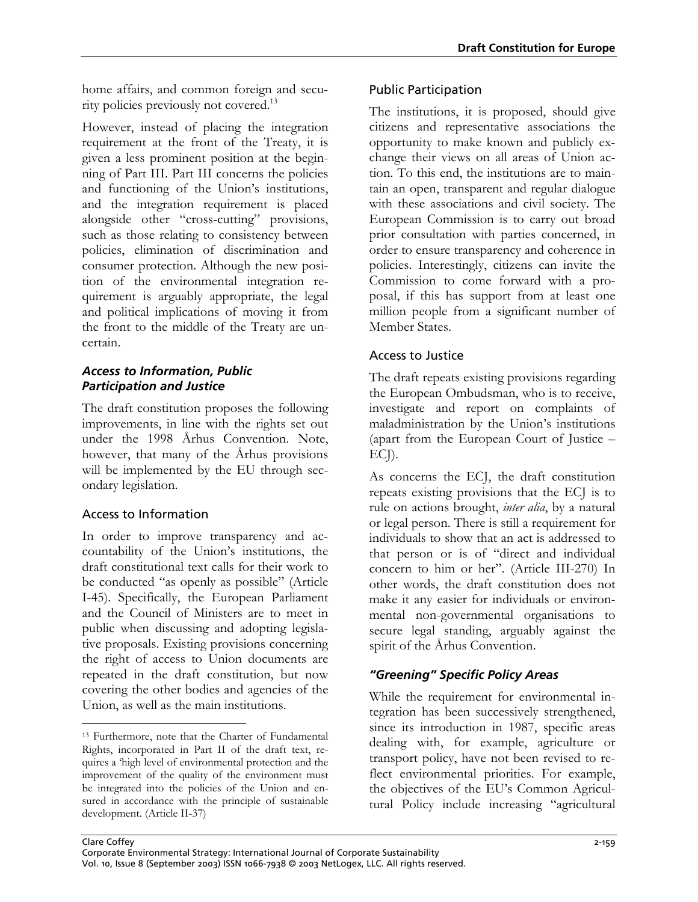home affairs, and common foreign and security policies previously not covered.[13]

However, instead of placing the integration requirement at the front of the Treaty, it is given a less prominent position at the beginning of Part III. Part III concerns the policies and functioning of the Union's institutions, and the integration requirement is placed alongside other "cross-cutting" provisions, such as those relating to consistency between policies, elimination of discrimination and consumer protection. Although the new position of the environmental integration requirement is arguably appropriate, the legal and political implications of moving it from the front to the middle of the Treaty are uncertain.

### *Access to Information, Public Participation and Justice*

The draft constitution proposes the following improvements, in line with the rights set out under the 1998 Århus Convention. Note, however, that many of the Århus provisions will be implemented by the EU through secondary legislation.

#### Access to Information

In order to improve transparency and accountability of the Union's institutions, the draft constitutional text calls for their work to be conducted "as openly as possible" (Article I-45). Specifically, the European Parliament and the Council of Ministers are to meet in public when discussing and adopting legislative proposals. Existing provisions concerning the right of access to Union documents are repeated in the draft constitution, but now covering the other bodies and agencies of the Union, as well as the main institutions.

#### Public Participation

The institutions, it is proposed, should give citizens and representative associations the opportunity to make known and publicly exchange their views on all areas of Union action. To this end, the institutions are to maintain an open, transparent and regular dialogue with these associations and civil society. The European Commission is to carry out broad prior consultation with parties concerned, in order to ensure transparency and coherence in policies. Interestingly, citizens can invite the Commission to come forward with a proposal, if this has support from at least one million people from a significant number of Member States.

#### Access to Justice

The draft repeats existing provisions regarding the European Ombudsman, who is to receive, investigate and report on complaints of maladministration by the Union's institutions (apart from the European Court of Justice – ECJ).

As concerns the ECJ, the draft constitution repeats existing provisions that the ECJ is to rule on actions brought, *inter alia*, by a natural or legal person. There is still a requirement for individuals to show that an act is addressed to that person or is of "direct and individual concern to him or her". (Article III-270) In other words, the draft constitution does not make it any easier for individuals or environmental non-governmental organisations to secure legal standing, arguably against the spirit of the Århus Convention.

### *"Greening" Specific Policy Areas*

While the requirement for environmental integration has been successively strengthened, since its introduction in 1987, specific areas dealing with, for example, agriculture or transport policy, have not been revised to reflect environmental priorities. For example, the objectives of the EU's Common Agricultural Policy include increasing "agricultural

[13] Furthermore, note that the Charter of Fundamental Rights, incorporated in Part II of the draft text, requires a 'high level of environmental protection and the improvement of the quality of the environment must be integrated into the policies of the Union and ensured in accordance with the principle of sustainable development. (Article II-37)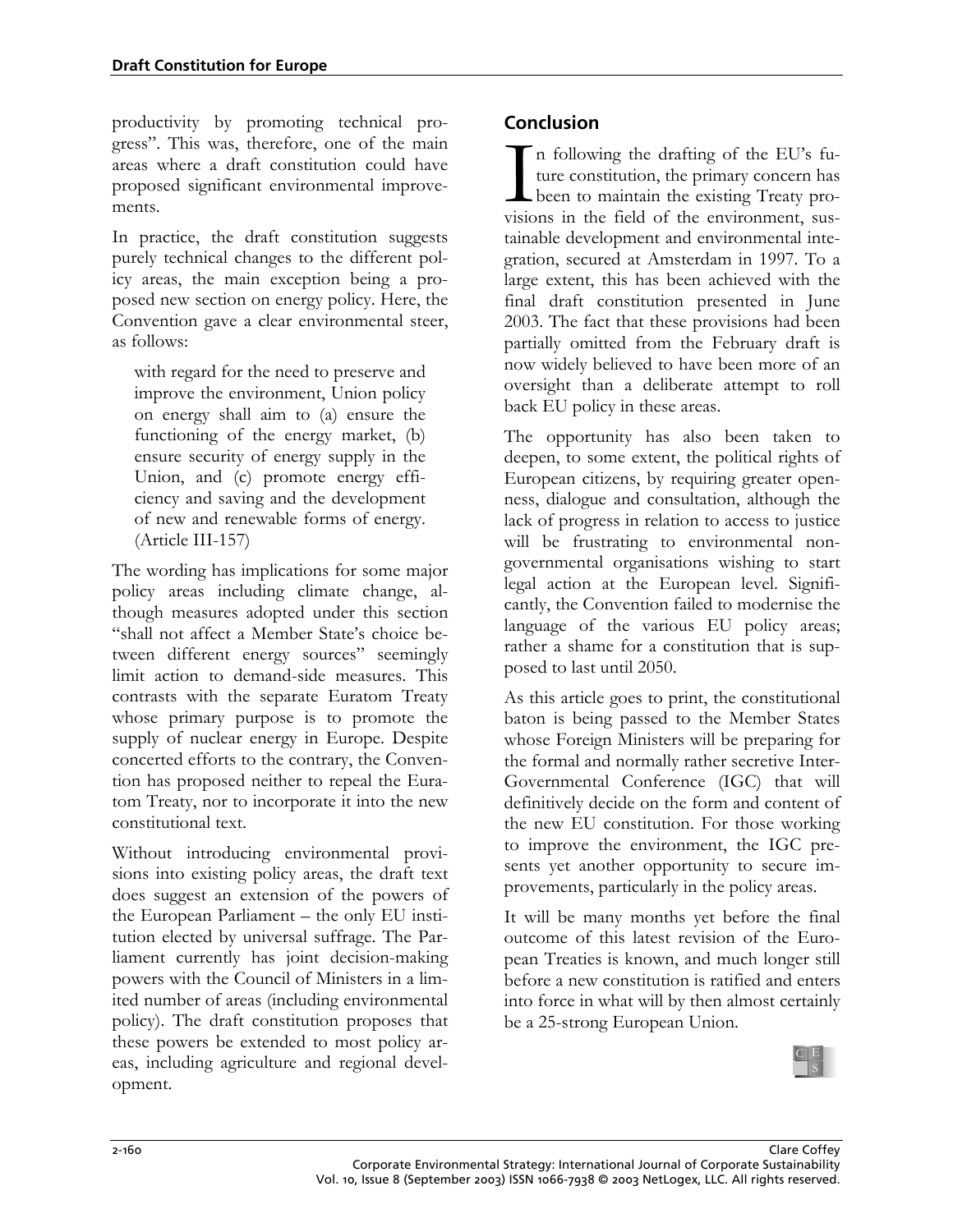productivity by promoting technical progress". This was, therefore, one of the main areas where a draft constitution could have proposed significant environmental improvements.

In practice, the draft constitution suggests purely technical changes to the different policy areas, the main exception being a proposed new section on energy policy. Here, the Convention gave a clear environmental steer, as follows:

> with regard for the need to preserve and improve the environment, Union policy on energy shall aim to (a) ensure the functioning of the energy market, (b) ensure security of energy supply in the Union, and (c) promote energy efficiency and saving and the development of new and renewable forms of energy. (Article III-157)

The wording has implications for some major policy areas including climate change, although measures adopted under this section "shall not affect a Member State's choice between different energy sources" seemingly limit action to demand-side measures. This contrasts with the separate Euratom Treaty whose primary purpose is to promote the supply of nuclear energy in Europe. Despite concerted efforts to the contrary, the Convention has proposed neither to repeal the Euratom Treaty, nor to incorporate it into the new constitutional text.

Without introducing environmental provisions into existing policy areas, the draft text does suggest an extension of the powers of the European Parliament – the only EU institution elected by universal suffrage. The Parliament currently has joint decision-making powers with the Council of Ministers in a limited number of areas (including environmental policy). The draft constitution proposes that these powers be extended to most policy areas, including agriculture and regional development.

## Conclusion

In following the drafting of the EU's future constitution, the primary concern has been to maintain the existing Treaty provisions in the field of the environment, sustainable development and environmental integration, secured at Amsterdam in 1997. To a large extent, this has been achieved with the final draft constitution presented in June 2003. The fact that these provisions had been partially omitted from the February draft is now widely believed to have been more of an oversight than a deliberate attempt to roll back EU policy in these areas.

The opportunity has also been taken to deepen, to some extent, the political rights of European citizens, by requiring greater openness, dialogue and consultation, although the lack of progress in relation to access to justice will be frustrating to environmental non-governmental organisations wishing to start legal action at the European level. Significantly, the Convention failed to modernise the language of the various EU policy areas; rather a shame for a constitution that is supposed to last until 2050.

As this article goes to print, the constitutional baton is being passed to the Member States whose Foreign Ministers will be preparing for the formal and normally rather secretive Inter-Governmental Conference (IGC) that will definitively decide on the form and content of the new EU constitution. For those working to improve the environment, the IGC presents yet another opportunity to secure improvements, particularly in the policy areas.

It will be many months yet before the final outcome of this latest revision of the European Treaties is known, and much longer still before a new constitution is ratified and enters into force in what will by then almost certainly be a 25-strong European Union.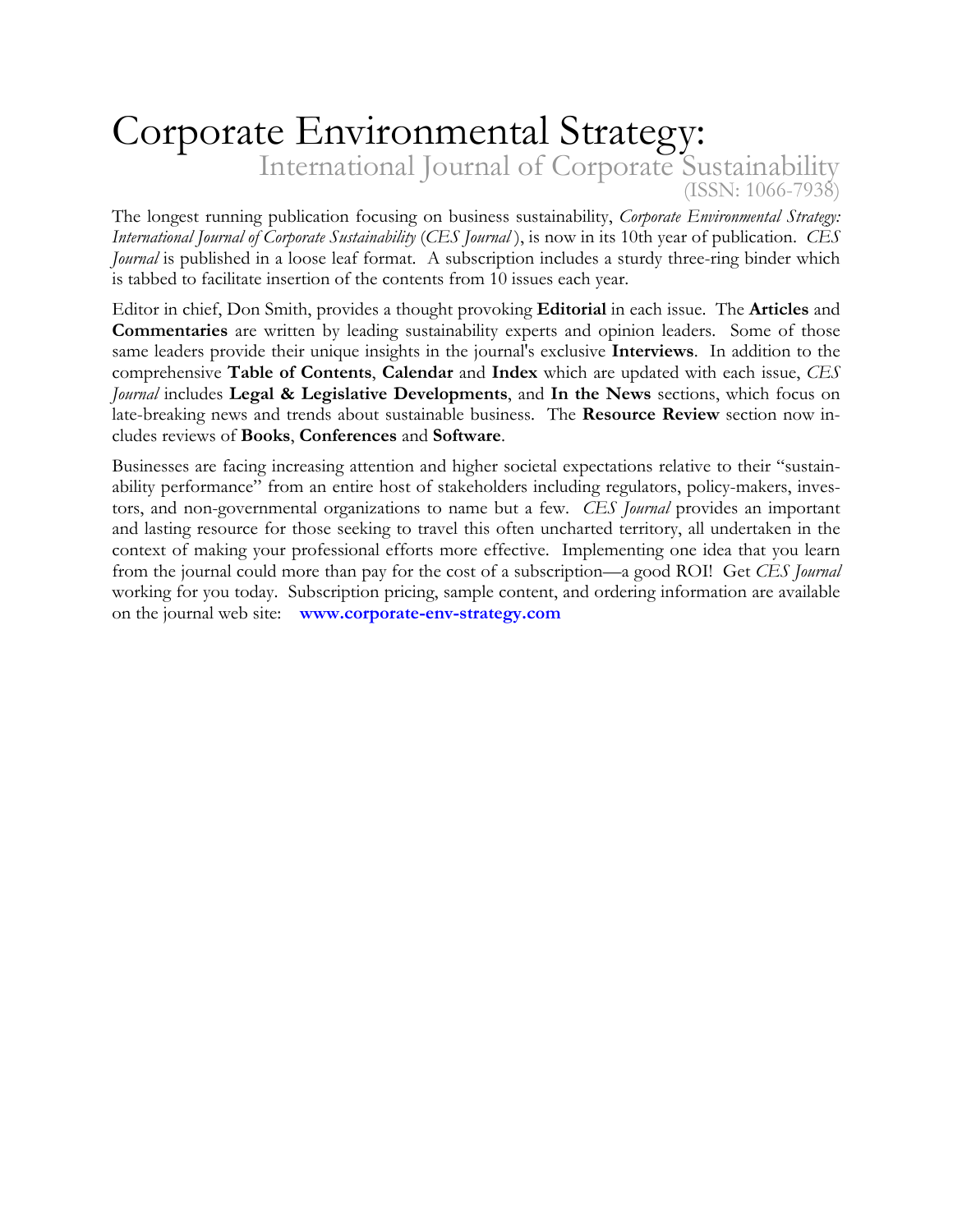# Corporate Environmental Strategy:

## International Journal of Corporate Sustainability

(ISSN: 1066-7938)

The longest running publication focusing on business sustainability, *Corporate Environmental Strategy: International Journal of Corporate Sustainability* (*CES Journal*), is now in its 10th year of publication. *CES Journal* is published in a loose leaf format. A subscription includes a sturdy three-ring binder which is tabbed to facilitate insertion of the contents from 10 issues each year.

Editor in chief, Don Smith, provides a thought provoking **Editorial** in each issue. The **Articles** and **Commentaries** are written by leading sustainability experts and opinion leaders. Some of those same leaders provide their unique insights in the journal's exclusive **Interviews**. In addition to the comprehensive **Table of Contents**, **Calendar** and **Index** which are updated with each issue, *CES Journal* includes **Legal & Legislative Developments**, and **In the News** sections, which focus on late-breaking news and trends about sustainable business. The **Resource Review** section now includes reviews of **Books**, **Conferences** and **Software**.

Businesses are facing increasing attention and higher societal expectations relative to their "sustainability performance" from an entire host of stakeholders including regulators, policy-makers, investors, and non-governmental organizations to name but a few. *CES Journal* provides an important and lasting resource for those seeking to travel this often uncharted territory, all undertaken in the context of making your professional efforts more effective. Implementing one idea that you learn from the journal could more than pay for the cost of a subscription—a good ROI! Get *CES Journal* working for you today. Subscription pricing, sample content, and ordering information are available on the journal web site: **www.corporate-env-strategy.com**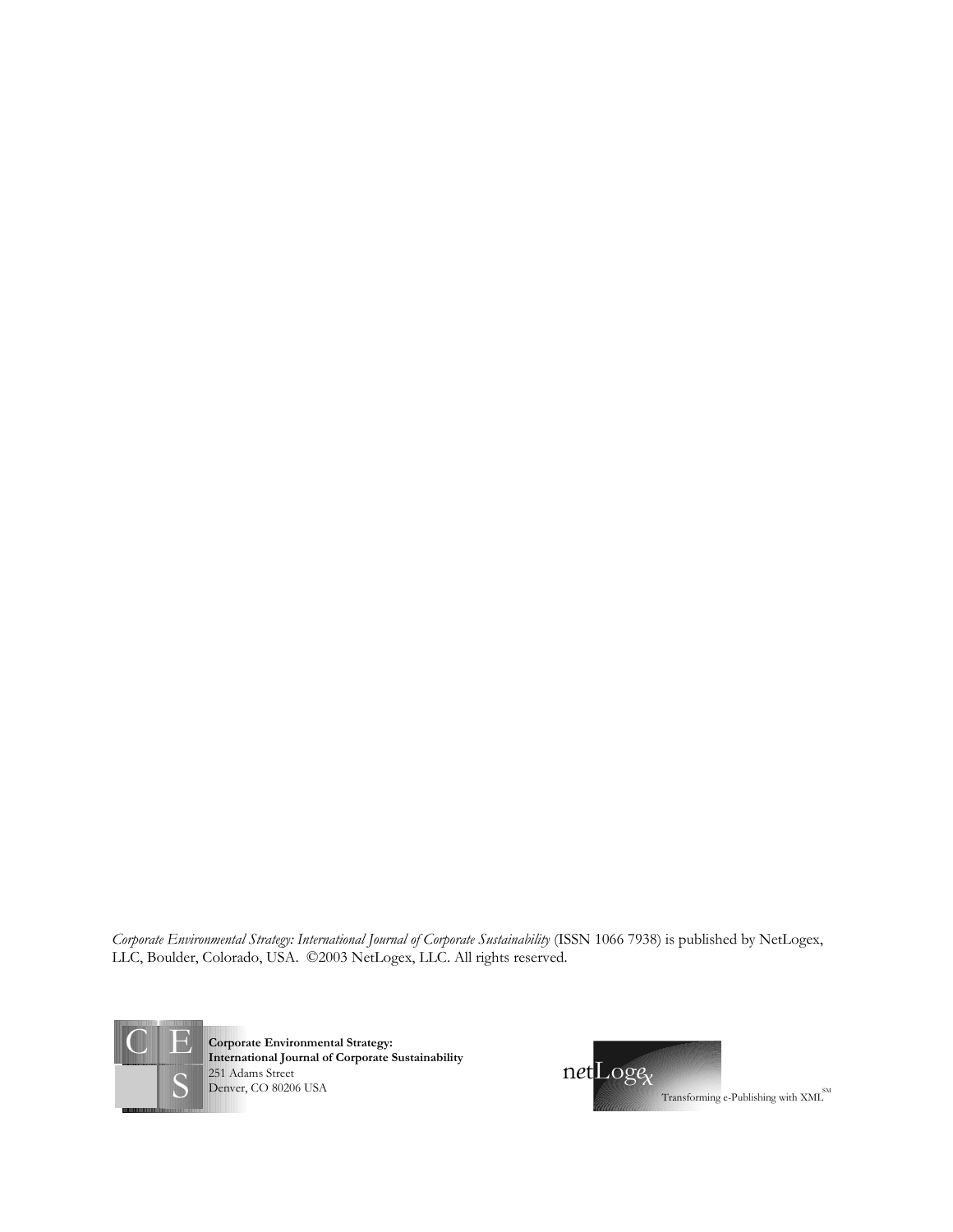*Corporate Environmental Strategy: International Journal of Corporate Sustainability* (ISSN 1066 7938) is published by NetLogex, LLC, Boulder, Colorado, USA. ©2003 NetLogex, LLC. All rights reserved.

C E S

**Corporate Environmental Strategy:**
**International Journal of Corporate Sustainability**
251 Adams Street
Denver, CO 80206 USA

netLogex
Transforming e-Publishing with XML℠